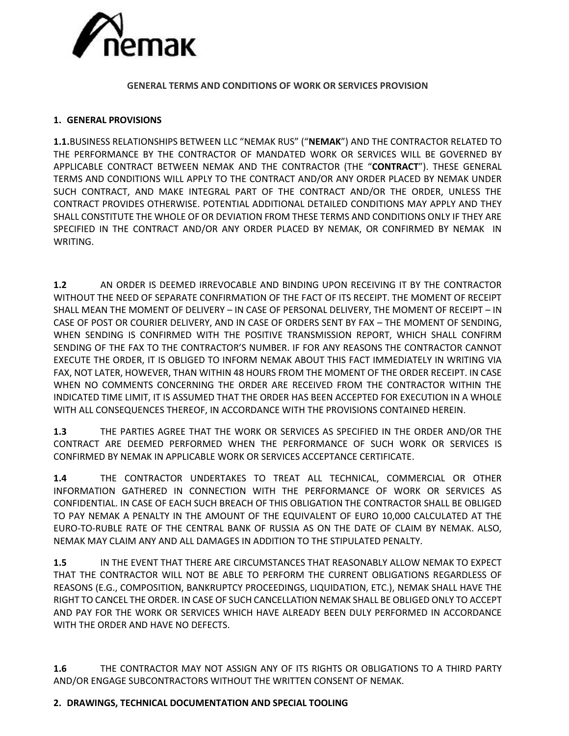# GENERAL TERMS AND CONDITIONS OF WORK OR SERVICES PROVISION

## 1. GENERAL PROVISIONS

**1.1.** BUSINESS RELATIONSHIPS BETWEEN LLC "NEMAK RUS" ("**NEMAK**") AND THE CONTRACTOR RELATED TO THE PERFORMANCE BY THE CONTRACTOR OF MANDATED WORK OR SERVICES WILL BE GOVERNED BY APPLICABLE CONTRACT BETWEEN NEMAK AND THE CONTRACTOR (THE "**CONTRACT**"). THESE GENERAL TERMS AND CONDITIONS WILL APPLY TO THE CONTRACT AND/OR ANY ORDER PLACED BY NEMAK UNDER SUCH CONTRACT, AND MAKE INTEGRAL PART OF THE CONTRACT AND/OR THE ORDER, UNLESS THE CONTRACT PROVIDES OTHERWISE. POTENTIAL ADDITIONAL DETAILED CONDITIONS MAY APPLY AND THEY SHALL CONSTITUTE THE WHOLE OF OR DEVIATION FROM THESE TERMS AND CONDITIONS ONLY IF THEY ARE SPECIFIED IN THE CONTRACT AND/OR ANY ORDER PLACED BY NEMAK, OR CONFIRMED BY NEMAK IN WRITING.

**1.2** AN ORDER IS DEEMED IRREVOCABLE AND BINDING UPON RECEIVING IT BY THE CONTRACTOR WITHOUT THE NEED OF SEPARATE CONFIRMATION OF THE FACT OF ITS RECEIPT. THE MOMENT OF RECEIPT SHALL MEAN THE MOMENT OF DELIVERY – IN CASE OF PERSONAL DELIVERY, THE MOMENT OF RECEIPT – IN CASE OF POST OR COURIER DELIVERY, AND IN CASE OF ORDERS SENT BY FAX – THE MOMENT OF SENDING, WHEN SENDING IS CONFIRMED WITH THE POSITIVE TRANSMISSION REPORT, WHICH SHALL CONFIRM SENDING OF THE FAX TO THE CONTRACTOR'S NUMBER. IF FOR ANY REASONS THE CONTRACTOR CANNOT EXECUTE THE ORDER, IT IS OBLIGED TO INFORM NEMAK ABOUT THIS FACT IMMEDIATELY IN WRITING VIA FAX, NOT LATER, HOWEVER, THAN WITHIN 48 HOURS FROM THE MOMENT OF THE ORDER RECEIPT. IN CASE WHEN NO COMMENTS CONCERNING THE ORDER ARE RECEIVED FROM THE CONTRACTOR WITHIN THE INDICATED TIME LIMIT, IT IS ASSUMED THAT THE ORDER HAS BEEN ACCEPTED FOR EXECUTION IN A WHOLE WITH ALL CONSEQUENCES THEREOF, IN ACCORDANCE WITH THE PROVISIONS CONTAINED HEREIN.

**1.3** THE PARTIES AGREE THAT THE WORK OR SERVICES AS SPECIFIED IN THE ORDER AND/OR THE CONTRACT ARE DEEMED PERFORMED WHEN THE PERFORMANCE OF SUCH WORK OR SERVICES IS CONFIRMED BY NEMAK IN APPLICABLE WORK OR SERVICES ACCEPTANCE CERTIFICATE.

**1.4** THE CONTRACTOR UNDERTAKES TO TREAT ALL TECHNICAL, COMMERCIAL OR OTHER INFORMATION GATHERED IN CONNECTION WITH THE PERFORMANCE OF WORK OR SERVICES AS CONFIDENTIAL. IN CASE OF EACH SUCH BREACH OF THIS OBLIGATION THE CONTRACTOR SHALL BE OBLIGED TO PAY NEMAK A PENALTY IN THE AMOUNT OF THE EQUIVALENT OF EURO 10,000 CALCULATED AT THE EURO-TO-RUBLE RATE OF THE CENTRAL BANK OF RUSSIA AS ON THE DATE OF CLAIM BY NEMAK. ALSO, NEMAK MAY CLAIM ANY AND ALL DAMAGES IN ADDITION TO THE STIPULATED PENALTY.

**1.5** IN THE EVENT THAT THERE ARE CIRCUMSTANCES THAT REASONABLY ALLOW NEMAK TO EXPECT THAT THE CONTRACTOR WILL NOT BE ABLE TO PERFORM THE CURRENT OBLIGATIONS REGARDLESS OF REASONS (E.G., COMPOSITION, BANKRUPTCY PROCEEDINGS, LIQUIDATION, ETC.), NEMAK SHALL HAVE THE RIGHT TO CANCEL THE ORDER. IN CASE OF SUCH CANCELLATION NEMAK SHALL BE OBLIGED ONLY TO ACCEPT AND PAY FOR THE WORK OR SERVICES WHICH HAVE ALREADY BEEN DULY PERFORMED IN ACCORDANCE WITH THE ORDER AND HAVE NO DEFECTS.

**1.6** THE CONTRACTOR MAY NOT ASSIGN ANY OF ITS RIGHTS OR OBLIGATIONS TO A THIRD PARTY AND/OR ENGAGE SUBCONTRACTORS WITHOUT THE WRITTEN CONSENT OF NEMAK.

## 2. DRAWINGS, TECHNICAL DOCUMENTATION AND SPECIAL TOOLING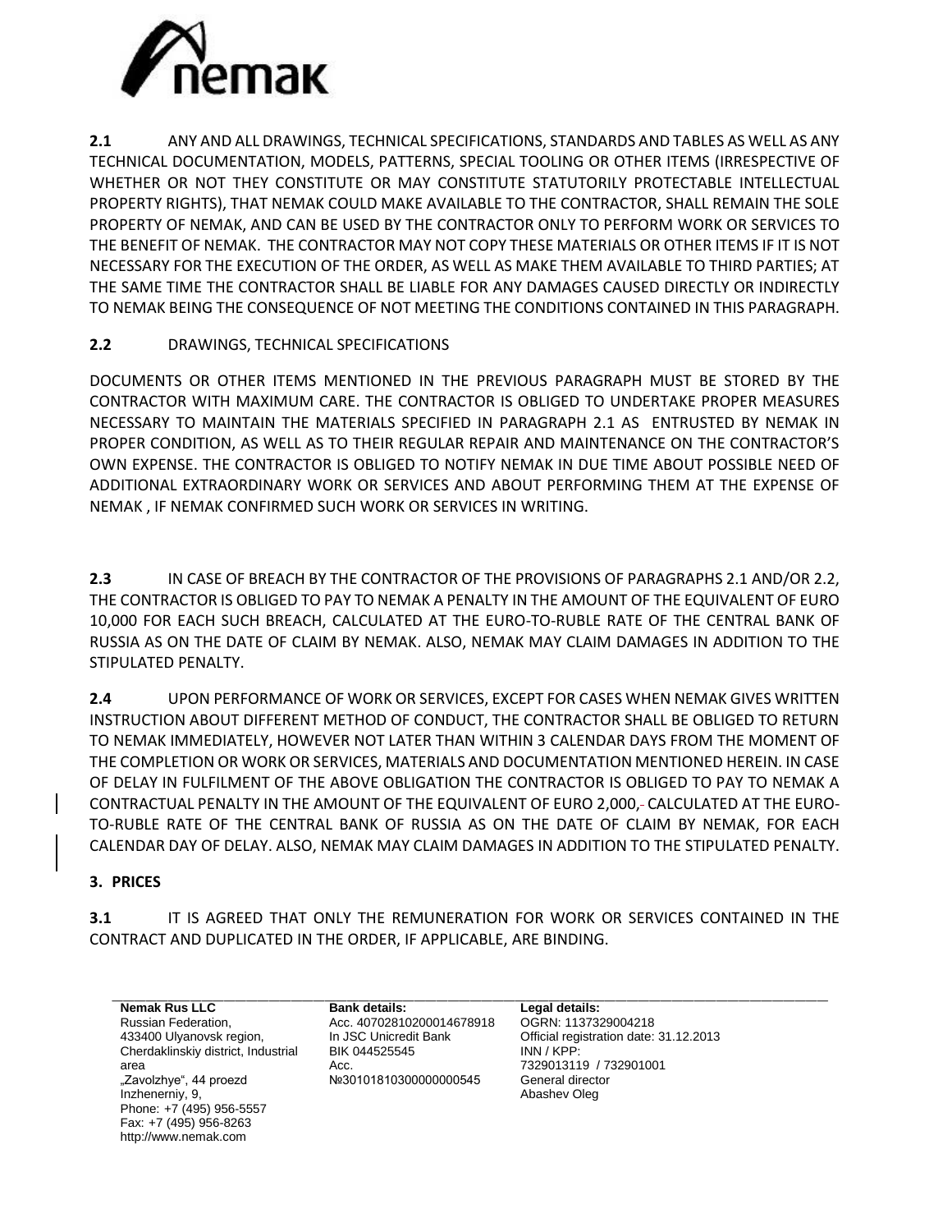**2.1** ANY AND ALL DRAWINGS, TECHNICAL SPECIFICATIONS, STANDARDS AND TABLES AS WELL AS ANY TECHNICAL DOCUMENTATION, MODELS, PATTERNS, SPECIAL TOOLING OR OTHER ITEMS (IRRESPECTIVE OF WHETHER OR NOT THEY CONSTITUTE OR MAY CONSTITUTE STATUTORILY PROTECTABLE INTELLECTUAL PROPERTY RIGHTS), THAT NEMAK COULD MAKE AVAILABLE TO THE CONTRACTOR, SHALL REMAIN THE SOLE PROPERTY OF NEMAK, AND CAN BE USED BY THE CONTRACTOR ONLY TO PERFORM WORK OR SERVICES TO THE BENEFIT OF NEMAK. THE CONTRACTOR MAY NOT COPY THESE MATERIALS OR OTHER ITEMS IF IT IS NOT NECESSARY FOR THE EXECUTION OF THE ORDER, AS WELL AS MAKE THEM AVAILABLE TO THIRD PARTIES; AT THE SAME TIME THE CONTRACTOR SHALL BE LIABLE FOR ANY DAMAGES CAUSED DIRECTLY OR INDIRECTLY TO NEMAK BEING THE CONSEQUENCE OF NOT MEETING THE CONDITIONS CONTAINED IN THIS PARAGRAPH.

**2.2** DRAWINGS, TECHNICAL SPECIFICATIONS

DOCUMENTS OR OTHER ITEMS MENTIONED IN THE PREVIOUS PARAGRAPH MUST BE STORED BY THE CONTRACTOR WITH MAXIMUM CARE. THE CONTRACTOR IS OBLIGED TO UNDERTAKE PROPER MEASURES NECESSARY TO MAINTAIN THE MATERIALS SPECIFIED IN PARAGRAPH 2.1 AS ENTRUSTED BY NEMAK IN PROPER CONDITION, AS WELL AS TO THEIR REGULAR REPAIR AND MAINTENANCE ON THE CONTRACTOR'S OWN EXPENSE. THE CONTRACTOR IS OBLIGED TO NOTIFY NEMAK IN DUE TIME ABOUT POSSIBLE NEED OF ADDITIONAL EXTRAORDINARY WORK OR SERVICES AND ABOUT PERFORMING THEM AT THE EXPENSE OF NEMAK , IF NEMAK CONFIRMED SUCH WORK OR SERVICES IN WRITING.

**2.3** IN CASE OF BREACH BY THE CONTRACTOR OF THE PROVISIONS OF PARAGRAPHS 2.1 AND/OR 2.2, THE CONTRACTOR IS OBLIGED TO PAY TO NEMAK A PENALTY IN THE AMOUNT OF THE EQUIVALENT OF EURO 10,000 FOR EACH SUCH BREACH, CALCULATED AT THE EURO-TO-RUBLE RATE OF THE CENTRAL BANK OF RUSSIA AS ON THE DATE OF CLAIM BY NEMAK. ALSO, NEMAK MAY CLAIM DAMAGES IN ADDITION TO THE STIPULATED PENALTY.

**2.4** UPON PERFORMANCE OF WORK OR SERVICES, EXCEPT FOR CASES WHEN NEMAK GIVES WRITTEN INSTRUCTION ABOUT DIFFERENT METHOD OF CONDUCT, THE CONTRACTOR SHALL BE OBLIGED TO RETURN TO NEMAK IMMEDIATELY, HOWEVER NOT LATER THAN WITHIN 3 CALENDAR DAYS FROM THE MOMENT OF THE COMPLETION OR WORK OR SERVICES, MATERIALS AND DOCUMENTATION MENTIONED HEREIN. IN CASE OF DELAY IN FULFILMENT OF THE ABOVE OBLIGATION THE CONTRACTOR IS OBLIGED TO PAY TO NEMAK A CONTRACTUAL PENALTY IN THE AMOUNT OF THE EQUIVALENT OF EURO 2,000, CALCULATED AT THE EURO-TO-RUBLE RATE OF THE CENTRAL BANK OF RUSSIA AS ON THE DATE OF CLAIM BY NEMAK, FOR EACH CALENDAR DAY OF DELAY. ALSO, NEMAK MAY CLAIM DAMAGES IN ADDITION TO THE STIPULATED PENALTY.

## 3. PRICES

**3.1** IT IS AGREED THAT ONLY THE REMUNERATION FOR WORK OR SERVICES CONTAINED IN THE CONTRACT AND DUPLICATED IN THE ORDER, IF APPLICABLE, ARE BINDING.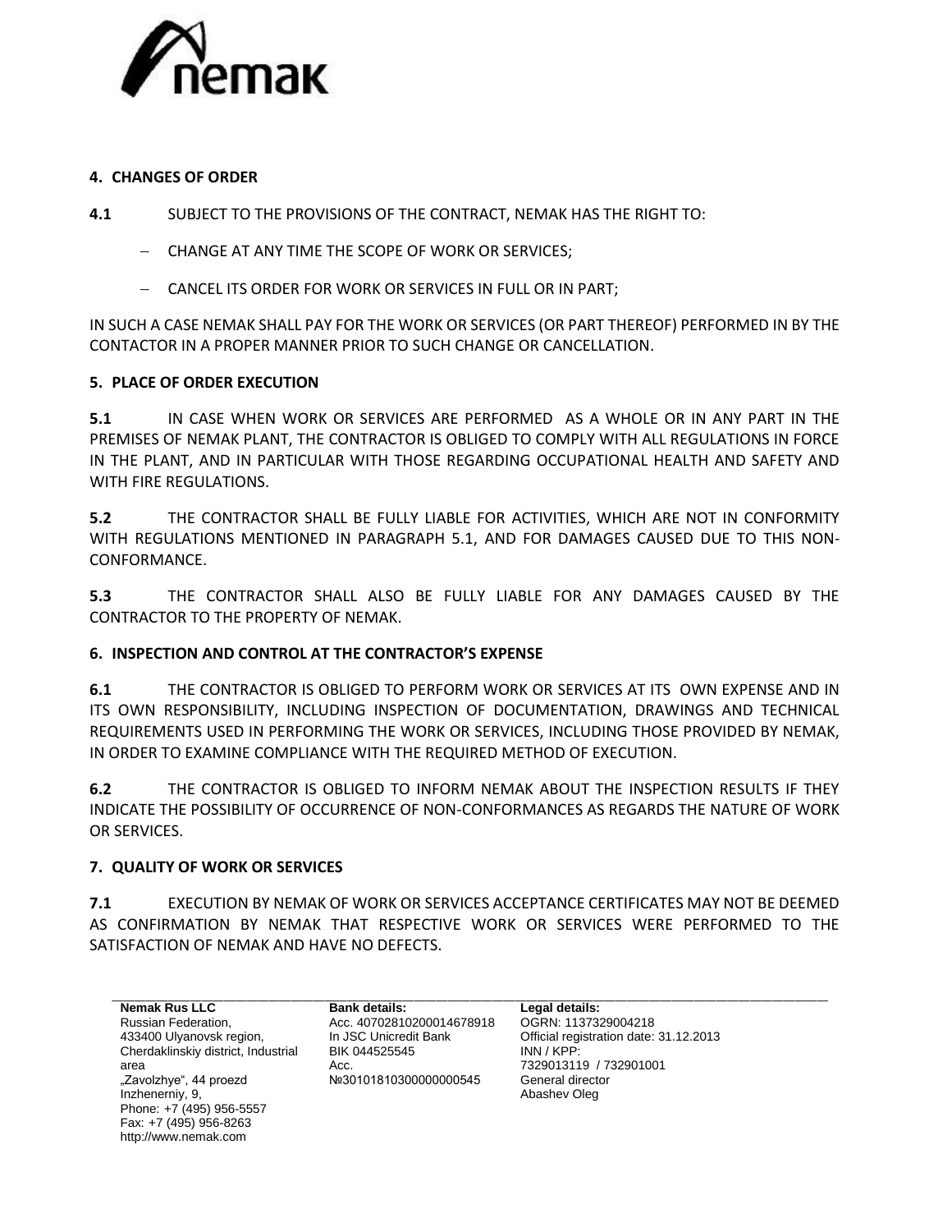**4. CHANGES OF ORDER**

**4.1** SUBJECT TO THE PROVISIONS OF THE CONTRACT, NEMAK HAS THE RIGHT TO:

- CHANGE AT ANY TIME THE SCOPE OF WORK OR SERVICES;
- CANCEL ITS ORDER FOR WORK OR SERVICES IN FULL OR IN PART;

IN SUCH A CASE NEMAK SHALL PAY FOR THE WORK OR SERVICES (OR PART THEREOF) PERFORMED IN BY THE CONTACTOR IN A PROPER MANNER PRIOR TO SUCH CHANGE OR CANCELLATION.

**5. PLACE OF ORDER EXECUTION**

**5.1** IN CASE WHEN WORK OR SERVICES ARE PERFORMED AS A WHOLE OR IN ANY PART IN THE PREMISES OF NEMAK PLANT, THE CONTRACTOR IS OBLIGED TO COMPLY WITH ALL REGULATIONS IN FORCE IN THE PLANT, AND IN PARTICULAR WITH THOSE REGARDING OCCUPATIONAL HEALTH AND SAFETY AND WITH FIRE REGULATIONS.

**5.2** THE CONTRACTOR SHALL BE FULLY LIABLE FOR ACTIVITIES, WHICH ARE NOT IN CONFORMITY WITH REGULATIONS MENTIONED IN PARAGRAPH 5.1, AND FOR DAMAGES CAUSED DUE TO THIS NON-CONFORMANCE.

**5.3** THE CONTRACTOR SHALL ALSO BE FULLY LIABLE FOR ANY DAMAGES CAUSED BY THE CONTRACTOR TO THE PROPERTY OF NEMAK.

**6. INSPECTION AND CONTROL AT THE CONTRACTOR'S EXPENSE**

**6.1** THE CONTRACTOR IS OBLIGED TO PERFORM WORK OR SERVICES AT ITS OWN EXPENSE AND IN ITS OWN RESPONSIBILITY, INCLUDING INSPECTION OF DOCUMENTATION, DRAWINGS AND TECHNICAL REQUIREMENTS USED IN PERFORMING THE WORK OR SERVICES, INCLUDING THOSE PROVIDED BY NEMAK, IN ORDER TO EXAMINE COMPLIANCE WITH THE REQUIRED METHOD OF EXECUTION.

**6.2** THE CONTRACTOR IS OBLIGED TO INFORM NEMAK ABOUT THE INSPECTION RESULTS IF THEY INDICATE THE POSSIBILITY OF OCCURRENCE OF NON-CONFORMANCES AS REGARDS THE NATURE OF WORK OR SERVICES.

**7. QUALITY OF WORK OR SERVICES**

**7.1** EXECUTION BY NEMAK OF WORK OR SERVICES ACCEPTANCE CERTIFICATES MAY NOT BE DEEMED AS CONFIRMATION BY NEMAK THAT RESPECTIVE WORK OR SERVICES WERE PERFORMED TO THE SATISFACTION OF NEMAK AND HAVE NO DEFECTS.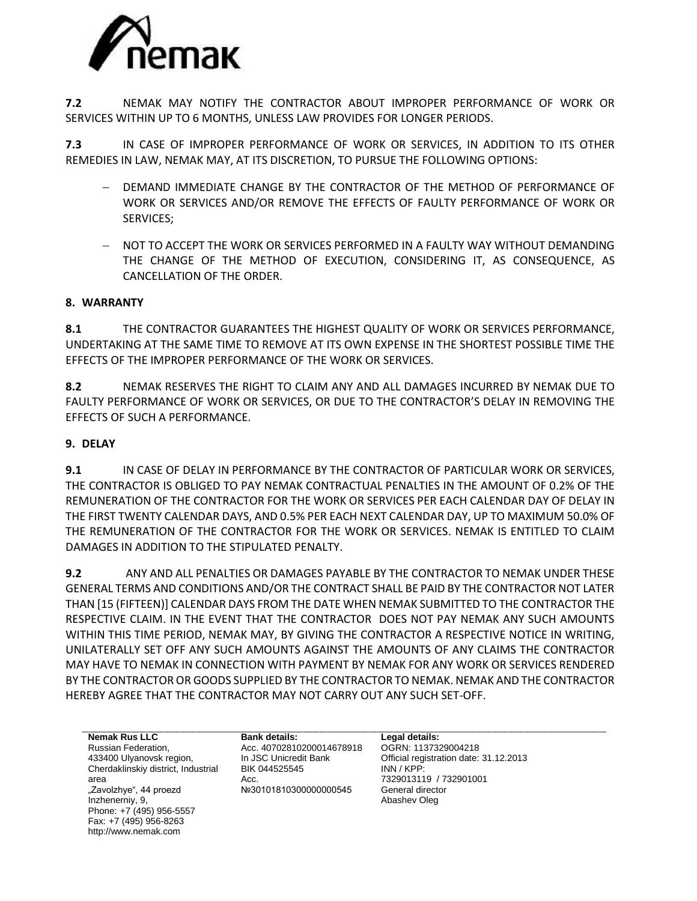**7.2** NEMAK MAY NOTIFY THE CONTRACTOR ABOUT IMPROPER PERFORMANCE OF WORK OR SERVICES WITHIN UP TO 6 MONTHS, UNLESS LAW PROVIDES FOR LONGER PERIODS.

**7.3** IN CASE OF IMPROPER PERFORMANCE OF WORK OR SERVICES, IN ADDITION TO ITS OTHER REMEDIES IN LAW, NEMAK MAY, AT ITS DISCRETION, TO PURSUE THE FOLLOWING OPTIONS:

- DEMAND IMMEDIATE CHANGE BY THE CONTRACTOR OF THE METHOD OF PERFORMANCE OF WORK OR SERVICES AND/OR REMOVE THE EFFECTS OF FAULTY PERFORMANCE OF WORK OR SERVICES;
- NOT TO ACCEPT THE WORK OR SERVICES PERFORMED IN A FAULTY WAY WITHOUT DEMANDING THE CHANGE OF THE METHOD OF EXECUTION, CONSIDERING IT, AS CONSEQUENCE, AS CANCELLATION OF THE ORDER.

## 8. WARRANTY

**8.1** THE CONTRACTOR GUARANTEES THE HIGHEST QUALITY OF WORK OR SERVICES PERFORMANCE, UNDERTAKING AT THE SAME TIME TO REMOVE AT ITS OWN EXPENSE IN THE SHORTEST POSSIBLE TIME THE EFFECTS OF THE IMPROPER PERFORMANCE OF THE WORK OR SERVICES.

**8.2** NEMAK RESERVES THE RIGHT TO CLAIM ANY AND ALL DAMAGES INCURRED BY NEMAK DUE TO FAULTY PERFORMANCE OF WORK OR SERVICES, OR DUE TO THE CONTRACTOR'S DELAY IN REMOVING THE EFFECTS OF SUCH A PERFORMANCE.

## 9. DELAY

**9.1** IN CASE OF DELAY IN PERFORMANCE BY THE CONTRACTOR OF PARTICULAR WORK OR SERVICES, THE CONTRACTOR IS OBLIGED TO PAY NEMAK CONTRACTUAL PENALTIES IN THE AMOUNT OF 0.2% OF THE REMUNERATION OF THE CONTRACTOR FOR THE WORK OR SERVICES PER EACH CALENDAR DAY OF DELAY IN THE FIRST TWENTY CALENDAR DAYS, AND 0.5% PER EACH NEXT CALENDAR DAY, UP TO MAXIMUM 50.0% OF THE REMUNERATION OF THE CONTRACTOR FOR THE WORK OR SERVICES. NEMAK IS ENTITLED TO CLAIM DAMAGES IN ADDITION TO THE STIPULATED PENALTY.

**9.2** ANY AND ALL PENALTIES OR DAMAGES PAYABLE BY THE CONTRACTOR TO NEMAK UNDER THESE GENERAL TERMS AND CONDITIONS AND/OR THE CONTRACT SHALL BE PAID BY THE CONTRACTOR NOT LATER THAN [15 (FIFTEEN)] CALENDAR DAYS FROM THE DATE WHEN NEMAK SUBMITTED TO THE CONTRACTOR THE RESPECTIVE CLAIM. IN THE EVENT THAT THE CONTRACTOR DOES NOT PAY NEMAK ANY SUCH AMOUNTS WITHIN THIS TIME PERIOD, NEMAK MAY, BY GIVING THE CONTRACTOR A RESPECTIVE NOTICE IN WRITING, UNILATERALLY SET OFF ANY SUCH AMOUNTS AGAINST THE AMOUNTS OF ANY CLAIMS THE CONTRACTOR MAY HAVE TO NEMAK IN CONNECTION WITH PAYMENT BY NEMAK FOR ANY WORK OR SERVICES RENDERED BY THE CONTRACTOR OR GOODS SUPPLIED BY THE CONTRACTOR TO NEMAK. NEMAK AND THE CONTRACTOR HEREBY AGREE THAT THE CONTRACTOR MAY NOT CARRY OUT ANY SUCH SET-OFF.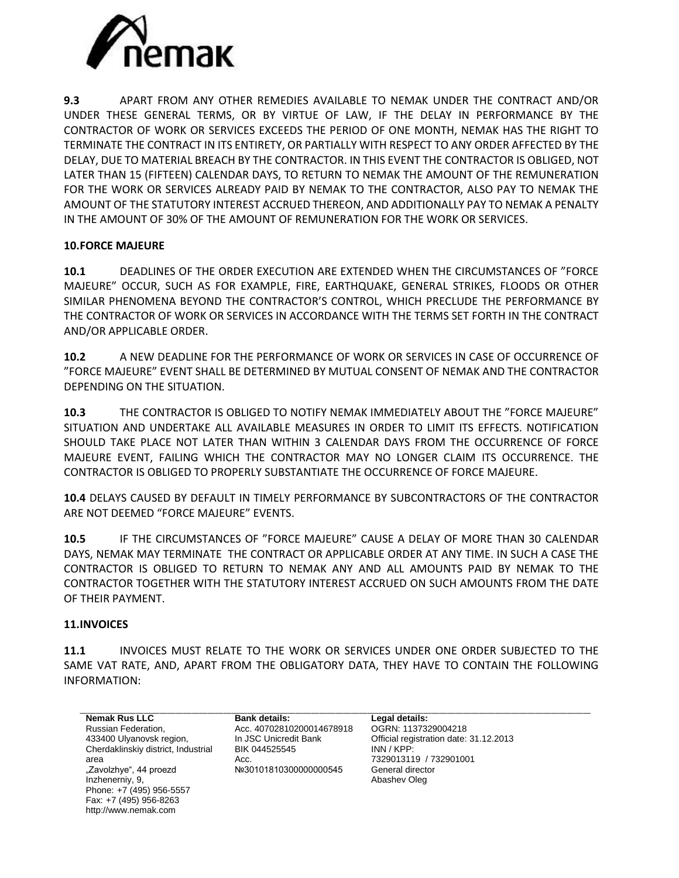**9.3** APART FROM ANY OTHER REMEDIES AVAILABLE TO NEMAK UNDER THE CONTRACT AND/OR UNDER THESE GENERAL TERMS, OR BY VIRTUE OF LAW, IF THE DELAY IN PERFORMANCE BY THE CONTRACTOR OF WORK OR SERVICES EXCEEDS THE PERIOD OF ONE MONTH, NEMAK HAS THE RIGHT TO TERMINATE THE CONTRACT IN ITS ENTIRETY, OR PARTIALLY WITH RESPECT TO ANY ORDER AFFECTED BY THE DELAY, DUE TO MATERIAL BREACH BY THE CONTRACTOR. IN THIS EVENT THE CONTRACTOR IS OBLIGED, NOT LATER THAN 15 (FIFTEEN) CALENDAR DAYS, TO RETURN TO NEMAK THE AMOUNT OF THE REMUNERATION FOR THE WORK OR SERVICES ALREADY PAID BY NEMAK TO THE CONTRACTOR, ALSO PAY TO NEMAK THE AMOUNT OF THE STATUTORY INTEREST ACCRUED THEREON, AND ADDITIONALLY PAY TO NEMAK A PENALTY IN THE AMOUNT OF 30% OF THE AMOUNT OF REMUNERATION FOR THE WORK OR SERVICES.

**10.FORCE MAJEURE**

**10.1** DEADLINES OF THE ORDER EXECUTION ARE EXTENDED WHEN THE CIRCUMSTANCES OF ”FORCE MAJEURE” OCCUR, SUCH AS FOR EXAMPLE, FIRE, EARTHQUAKE, GENERAL STRIKES, FLOODS OR OTHER SIMILAR PHENOMENA BEYOND THE CONTRACTOR’S CONTROL, WHICH PRECLUDE THE PERFORMANCE BY THE CONTRACTOR OF WORK OR SERVICES IN ACCORDANCE WITH THE TERMS SET FORTH IN THE CONTRACT AND/OR APPLICABLE ORDER.

**10.2** A NEW DEADLINE FOR THE PERFORMANCE OF WORK OR SERVICES IN CASE OF OCCURRENCE OF ”FORCE MAJEURE” EVENT SHALL BE DETERMINED BY MUTUAL CONSENT OF NEMAK AND THE CONTRACTOR DEPENDING ON THE SITUATION.

**10.3** THE CONTRACTOR IS OBLIGED TO NOTIFY NEMAK IMMEDIATELY ABOUT THE ”FORCE MAJEURE” SITUATION AND UNDERTAKE ALL AVAILABLE MEASURES IN ORDER TO LIMIT ITS EFFECTS. NOTIFICATION SHOULD TAKE PLACE NOT LATER THAN WITHIN 3 CALENDAR DAYS FROM THE OCCURRENCE OF FORCE MAJEURE EVENT, FAILING WHICH THE CONTRACTOR MAY NO LONGER CLAIM ITS OCCURRENCE. THE CONTRACTOR IS OBLIGED TO PROPERLY SUBSTANTIATE THE OCCURRENCE OF FORCE MAJEURE.

**10.4** DELAYS CAUSED BY DEFAULT IN TIMELY PERFORMANCE BY SUBCONTRACTORS OF THE CONTRACTOR ARE NOT DEEMED “FORCE MAJEURE” EVENTS.

**10.5** IF THE CIRCUMSTANCES OF ”FORCE MAJEURE” CAUSE A DELAY OF MORE THAN 30 CALENDAR DAYS, NEMAK MAY TERMINATE THE CONTRACT OR APPLICABLE ORDER AT ANY TIME. IN SUCH A CASE THE CONTRACTOR IS OBLIGED TO RETURN TO NEMAK ANY AND ALL AMOUNTS PAID BY NEMAK TO THE CONTRACTOR TOGETHER WITH THE STATUTORY INTEREST ACCRUED ON SUCH AMOUNTS FROM THE DATE OF THEIR PAYMENT.

**11.INVOICES**

**11.1** INVOICES MUST RELATE TO THE WORK OR SERVICES UNDER ONE ORDER SUBJECTED TO THE SAME VAT RATE, AND, APART FROM THE OBLIGATORY DATA, THEY HAVE TO CONTAIN THE FOLLOWING INFORMATION: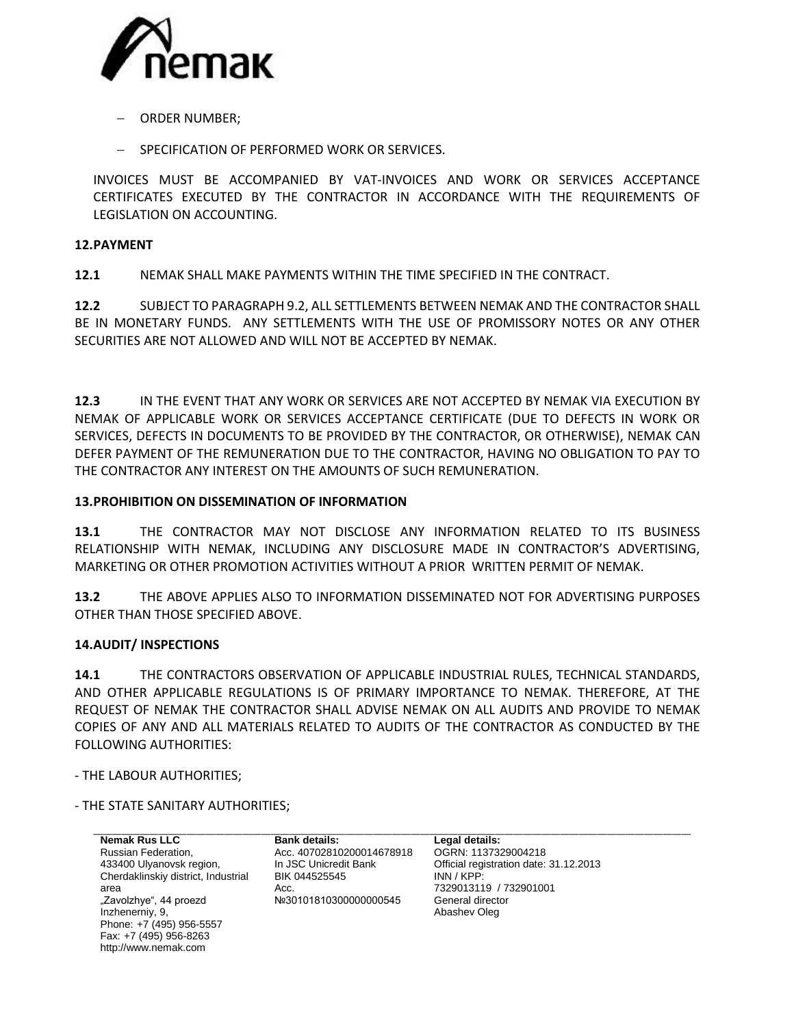- ORDER NUMBER;
- SPECIFICATION OF PERFORMED WORK OR SERVICES.

INVOICES MUST BE ACCOMPANIED BY VAT-INVOICES AND WORK OR SERVICES ACCEPTANCE CERTIFICATES EXECUTED BY THE CONTRACTOR IN ACCORDANCE WITH THE REQUIREMENTS OF LEGISLATION ON ACCOUNTING.

**12.PAYMENT**

**12.1** NEMAK SHALL MAKE PAYMENTS WITHIN THE TIME SPECIFIED IN THE CONTRACT.

**12.2** SUBJECT TO PARAGRAPH 9.2, ALL SETTLEMENTS BETWEEN NEMAK AND THE CONTRACTOR SHALL BE IN MONETARY FUNDS. ANY SETTLEMENTS WITH THE USE OF PROMISSORY NOTES OR ANY OTHER SECURITIES ARE NOT ALLOWED AND WILL NOT BE ACCEPTED BY NEMAK.

**12.3** IN THE EVENT THAT ANY WORK OR SERVICES ARE NOT ACCEPTED BY NEMAK VIA EXECUTION BY NEMAK OF APPLICABLE WORK OR SERVICES ACCEPTANCE CERTIFICATE (DUE TO DEFECTS IN WORK OR SERVICES, DEFECTS IN DOCUMENTS TO BE PROVIDED BY THE CONTRACTOR, OR OTHERWISE), NEMAK CAN DEFER PAYMENT OF THE REMUNERATION DUE TO THE CONTRACTOR, HAVING NO OBLIGATION TO PAY TO THE CONTRACTOR ANY INTEREST ON THE AMOUNTS OF SUCH REMUNERATION.

**13.PROHIBITION ON DISSEMINATION OF INFORMATION**

**13.1** THE CONTRACTOR MAY NOT DISCLOSE ANY INFORMATION RELATED TO ITS BUSINESS RELATIONSHIP WITH NEMAK, INCLUDING ANY DISCLOSURE MADE IN CONTRACTOR'S ADVERTISING, MARKETING OR OTHER PROMOTION ACTIVITIES WITHOUT A PRIOR WRITTEN PERMIT OF NEMAK.

**13.2** THE ABOVE APPLIES ALSO TO INFORMATION DISSEMINATED NOT FOR ADVERTISING PURPOSES OTHER THAN THOSE SPECIFIED ABOVE.

**14.AUDIT/ INSPECTIONS**

**14.1** THE CONTRACTORS OBSERVATION OF APPLICABLE INDUSTRIAL RULES, TECHNICAL STANDARDS, AND OTHER APPLICABLE REGULATIONS IS OF PRIMARY IMPORTANCE TO NEMAK. THEREFORE, AT THE REQUEST OF NEMAK THE CONTRACTOR SHALL ADVISE NEMAK ON ALL AUDITS AND PROVIDE TO NEMAK COPIES OF ANY AND ALL MATERIALS RELATED TO AUDITS OF THE CONTRACTOR AS CONDUCTED BY THE FOLLOWING AUTHORITIES:

- THE LABOUR AUTHORITIES;

- THE STATE SANITARY AUTHORITIES;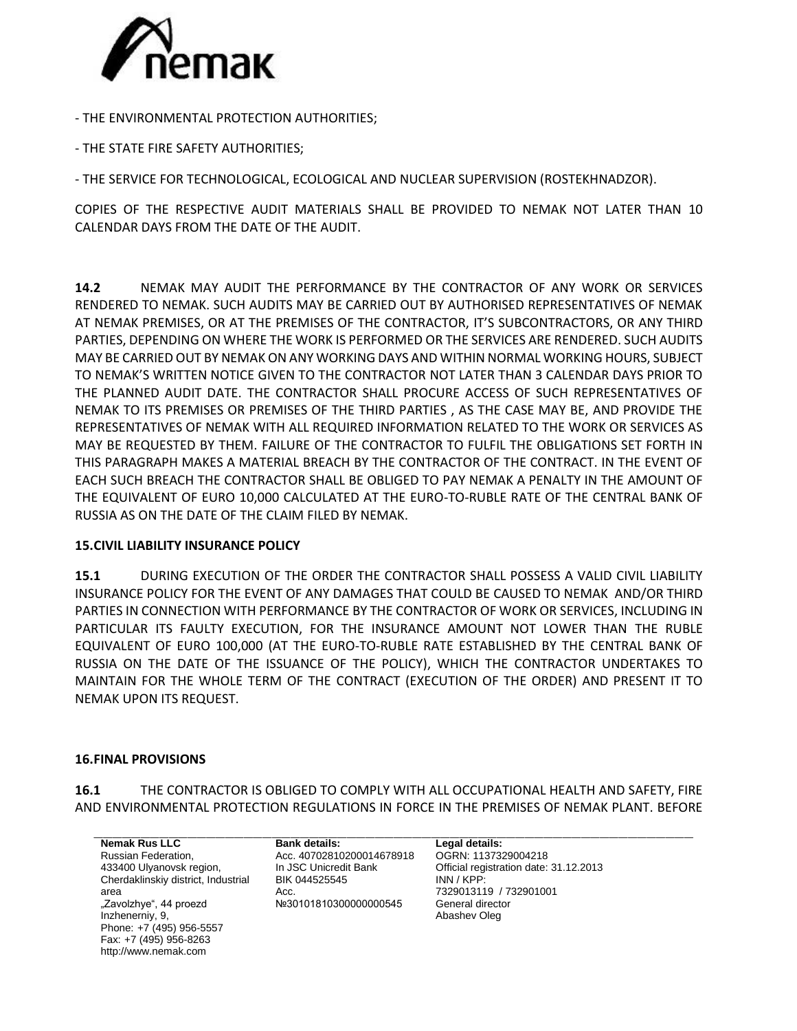- THE ENVIRONMENTAL PROTECTION AUTHORITIES;

- THE STATE FIRE SAFETY AUTHORITIES;

- THE SERVICE FOR TECHNOLOGICAL, ECOLOGICAL AND NUCLEAR SUPERVISION (ROSTEKHNADZOR).

COPIES OF THE RESPECTIVE AUDIT MATERIALS SHALL BE PROVIDED TO NEMAK NOT LATER THAN 10 CALENDAR DAYS FROM THE DATE OF THE AUDIT.

**14.2** NEMAK MAY AUDIT THE PERFORMANCE BY THE CONTRACTOR OF ANY WORK OR SERVICES RENDERED TO NEMAK. SUCH AUDITS MAY BE CARRIED OUT BY AUTHORISED REPRESENTATIVES OF NEMAK AT NEMAK PREMISES, OR AT THE PREMISES OF THE CONTRACTOR, IT'S SUBCONTRACTORS, OR ANY THIRD PARTIES, DEPENDING ON WHERE THE WORK IS PERFORMED OR THE SERVICES ARE RENDERED. SUCH AUDITS MAY BE CARRIED OUT BY NEMAK ON ANY WORKING DAYS AND WITHIN NORMAL WORKING HOURS, SUBJECT TO NEMAK'S WRITTEN NOTICE GIVEN TO THE CONTRACTOR NOT LATER THAN 3 CALENDAR DAYS PRIOR TO THE PLANNED AUDIT DATE. THE CONTRACTOR SHALL PROCURE ACCESS OF SUCH REPRESENTATIVES OF NEMAK TO ITS PREMISES OR PREMISES OF THE THIRD PARTIES , AS THE CASE MAY BE, AND PROVIDE THE REPRESENTATIVES OF NEMAK WITH ALL REQUIRED INFORMATION RELATED TO THE WORK OR SERVICES AS MAY BE REQUESTED BY THEM. FAILURE OF THE CONTRACTOR TO FULFIL THE OBLIGATIONS SET FORTH IN THIS PARAGRAPH MAKES A MATERIAL BREACH BY THE CONTRACTOR OF THE CONTRACT. IN THE EVENT OF EACH SUCH BREACH THE CONTRACTOR SHALL BE OBLIGED TO PAY NEMAK A PENALTY IN THE AMOUNT OF THE EQUIVALENT OF EURO 10,000 CALCULATED AT THE EURO-TO-RUBLE RATE OF THE CENTRAL BANK OF RUSSIA AS ON THE DATE OF THE CLAIM FILED BY NEMAK.

## 15.CIVIL LIABILITY INSURANCE POLICY

**15.1** DURING EXECUTION OF THE ORDER THE CONTRACTOR SHALL POSSESS A VALID CIVIL LIABILITY INSURANCE POLICY FOR THE EVENT OF ANY DAMAGES THAT COULD BE CAUSED TO NEMAK AND/OR THIRD PARTIES IN CONNECTION WITH PERFORMANCE BY THE CONTRACTOR OF WORK OR SERVICES, INCLUDING IN PARTICULAR ITS FAULTY EXECUTION, FOR THE INSURANCE AMOUNT NOT LOWER THAN THE RUBLE EQUIVALENT OF EURO 100,000 (AT THE EURO-TO-RUBLE RATE ESTABLISHED BY THE CENTRAL BANK OF RUSSIA ON THE DATE OF THE ISSUANCE OF THE POLICY), WHICH THE CONTRACTOR UNDERTAKES TO MAINTAIN FOR THE WHOLE TERM OF THE CONTRACT (EXECUTION OF THE ORDER) AND PRESENT IT TO NEMAK UPON ITS REQUEST.

## 16.FINAL PROVISIONS

**16.1** THE CONTRACTOR IS OBLIGED TO COMPLY WITH ALL OCCUPATIONAL HEALTH AND SAFETY, FIRE AND ENVIRONMENTAL PROTECTION REGULATIONS IN FORCE IN THE PREMISES OF NEMAK PLANT. BEFORE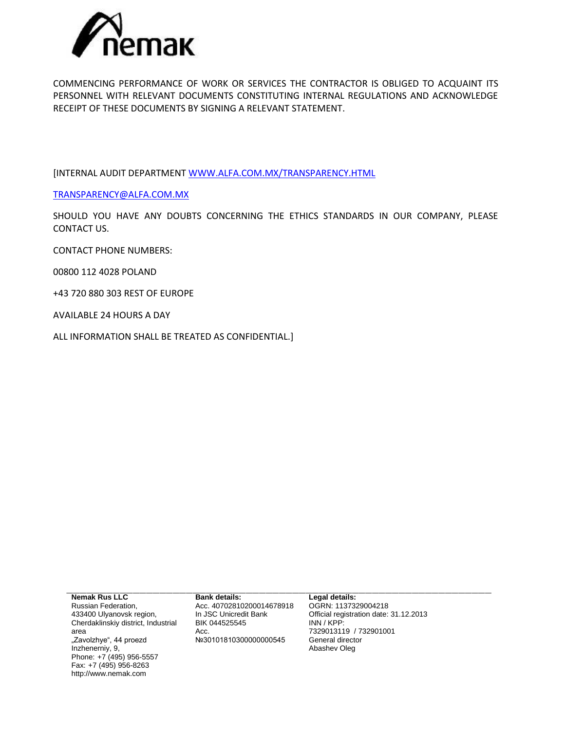COMMENCING PERFORMANCE OF WORK OR SERVICES THE CONTRACTOR IS OBLIGED TO ACQUAINT ITS PERSONNEL WITH RELEVANT DOCUMENTS CONSTITUTING INTERNAL REGULATIONS AND ACKNOWLEDGE RECEIPT OF THESE DOCUMENTS BY SIGNING A RELEVANT STATEMENT.

[INTERNAL AUDIT DEPARTMENT WWW.ALFA.COM.MX/TRANSPARENCY.HTML

TRANSPARENCY@ALFA.COM.MX

SHOULD YOU HAVE ANY DOUBTS CONCERNING THE ETHICS STANDARDS IN OUR COMPANY, PLEASE CONTACT US.

CONTACT PHONE NUMBERS:

00800 112 4028 POLAND

+43 720 880 303 REST OF EUROPE

AVAILABLE 24 HOURS A DAY

ALL INFORMATION SHALL BE TREATED AS CONFIDENTIAL.]